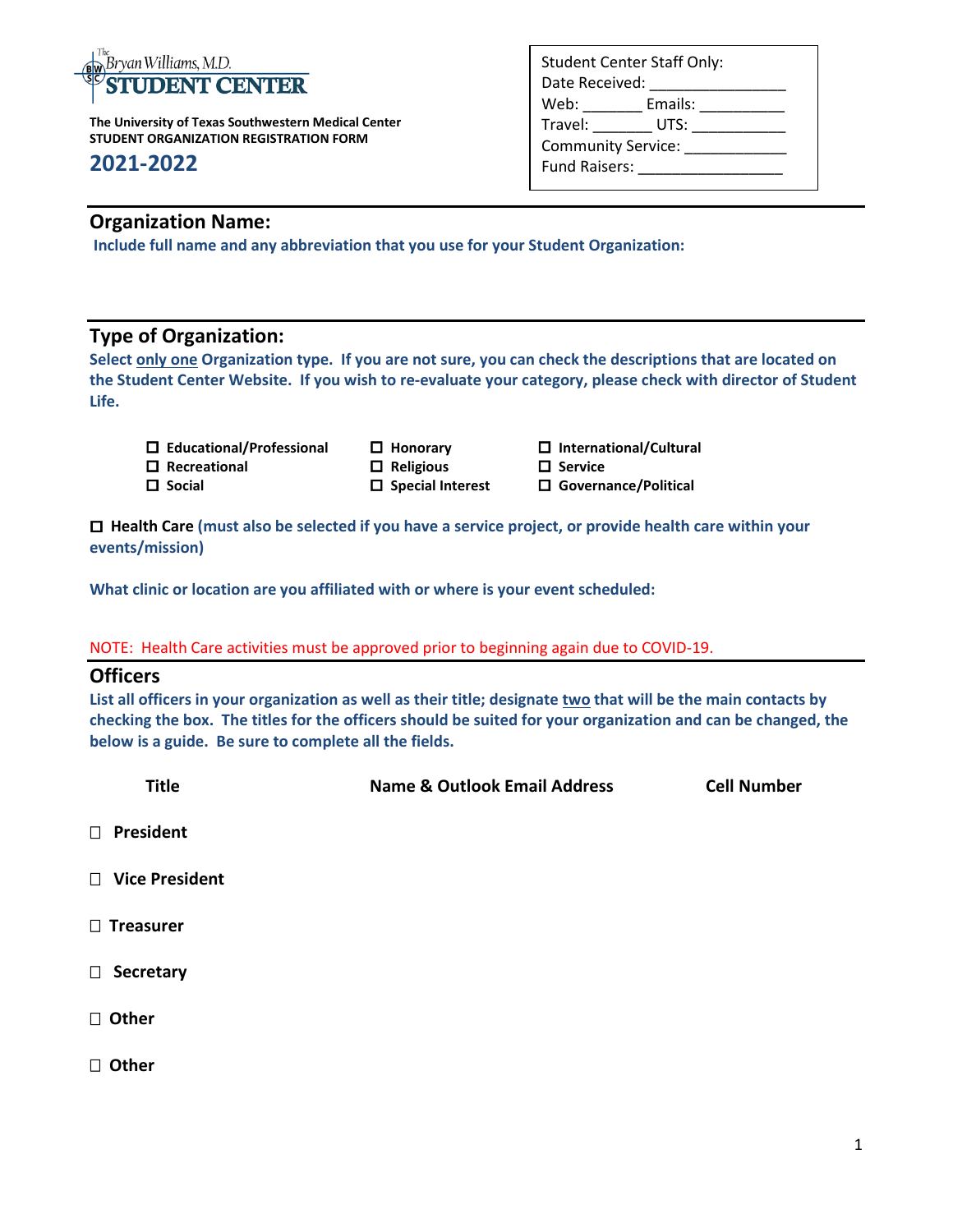The Bryan Williams, M.D. STUDENT CENTER

**The University of Texas Southwestern Medical Center**
**STUDENT ORGANIZATION REGISTRATION FORM**

## 2021-2022

Student Center Staff Only:
Date Received: _______________
Web: _______ Emails: __________
Travel: _______ UTS: ___________
Community Service: ____________
Fund Raisers: _________________

## Organization Name:

**Include full name and any abbreviation that you use for your Student Organization:**

## Type of Organization:

**Select only one Organization type. If you are not sure, you can check the descriptions that are located on the Student Center Website. If you wish to re-evaluate your category, please check with director of Student Life.**

- ☐ **Educational/Professional**
- ☐ **Recreational**
- ☐ **Social**
- ☐ **Honorary**
- ☐ **Religious**
- ☐ **Special Interest**
- ☐ **International/Cultural**
- ☐ **Service**
- ☐ **Governance/Political**

☐ **Health Care (must also be selected if you have a service project, or provide health care within your events/mission)**

**What clinic or location are you affiliated with or where is your event scheduled:**

NOTE: Health Care activities must be approved prior to beginning again due to COVID-19.

## Officers

**List all officers in your organization as well as their title; designate two that will be the main contacts by checking the box. The titles for the officers should be suited for your organization and can be changed, the below is a guide. Be sure to complete all the fields.**

| Title | Name & Outlook Email Address | Cell Number |
|---|---|---|
| ☐ President | | |
| ☐ Vice President | | |
| ☐ Treasurer | | |
| ☐ Secretary | | |
| ☐ Other | | |
| ☐ Other | | |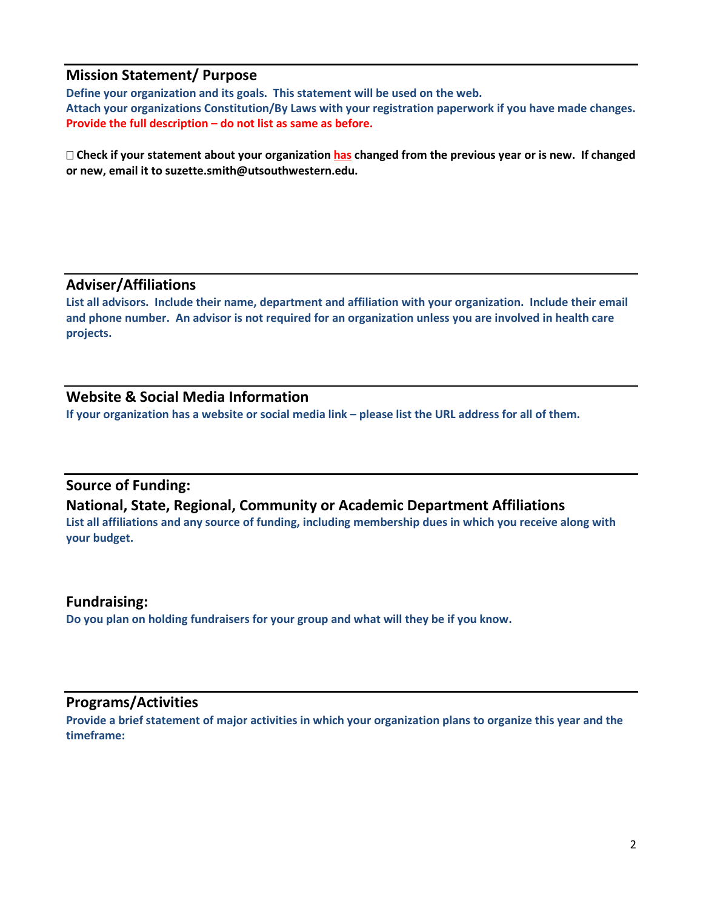## Mission Statement/ Purpose

**Define your organization and its goals. This statement will be used on the web.**
**Attach your organizations Constitution/By Laws with your registration paperwork if you have made changes.**
**Provide the full description – do not list as same as before.**

☐ **Check if your statement about your organization has changed from the previous year or is new. If changed or new, email it to suzette.smith@utsouthwestern.edu.**

## Adviser/Affiliations

**List all advisors. Include their name, department and affiliation with your organization. Include their email and phone number. An advisor is not required for an organization unless you are involved in health care projects.**

## Website & Social Media Information

**If your organization has a website or social media link – please list the URL address for all of them.**

## Source of Funding:

## National, State, Regional, Community or Academic Department Affiliations

**List all affiliations and any source of funding, including membership dues in which you receive along with your budget.**

## Fundraising:

**Do you plan on holding fundraisers for your group and what will they be if you know.**

## Programs/Activities

**Provide a brief statement of major activities in which your organization plans to organize this year and the timeframe:**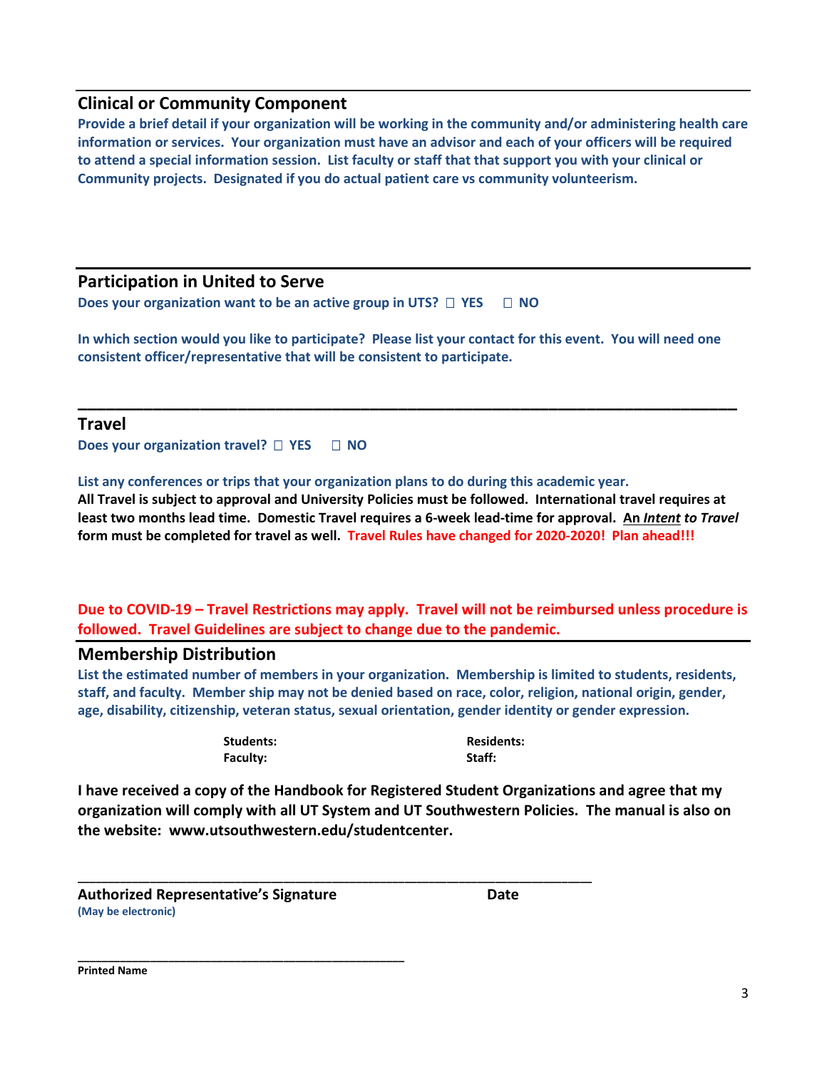## Clinical or Community Component

**Provide a brief detail if your organization will be working in the community and/or administering health care information or services. Your organization must have an advisor and each of your officers will be required to attend a special information session. List faculty or staff that that support you with your clinical or Community projects. Designated if you do actual patient care vs community volunteerism.**

## Participation in United to Serve

**Does your organization want to be an active group in UTS? ☐ YES ☐ NO**

**In which section would you like to participate? Please list your contact for this event. You will need one consistent officer/representative that will be consistent to participate.**

---

## Travel

**Does your organization travel? ☐ YES ☐ NO**

**List any conferences or trips that your organization plans to do during this academic year.**

**All Travel is subject to approval and University Policies must be followed. International travel requires at least two months lead time. Domestic Travel requires a 6-week lead-time for approval. An *Intent to Travel* form must be completed for travel as well. Travel Rules have changed for 2020-2020! Plan ahead!!!**

**Due to COVID-19 – Travel Restrictions may apply. Travel will not be reimbursed unless procedure is followed. Travel Guidelines are subject to change due to the pandemic.**

## Membership Distribution

**List the estimated number of members in your organization. Membership is limited to students, residents, staff, and faculty. Member ship may not be denied based on race, color, religion, national origin, gender, age, disability, citizenship, veteran status, sexual orientation, gender identity or gender expression.**

**Students:** **Residents:**

**Faculty:** **Staff:**

**I have received a copy of the Handbook for Registered Student Organizations and agree that my organization will comply with all UT System and UT Southwestern Policies. The manual is also on the website: www.utsouthwestern.edu/studentcenter.**

\_\_\_\_\_\_\_\_\_\_\_\_\_\_\_\_\_\_\_\_\_\_\_\_\_\_\_\_\_\_\_\_\_\_\_\_\_\_\_\_\_\_\_\_\_\_\_\_\_\_\_\_\_\_\_\_\_\_\_\_\_\_\_\_\_\_

**Authorized Representative's Signature** **Date**

**(May be electronic)**

\_\_\_\_\_\_\_\_\_\_\_\_\_\_\_\_\_\_\_\_\_\_\_\_\_\_\_\_\_\_\_\_\_\_\_\_\_\_\_\_\_\_\_\_

**Printed Name**